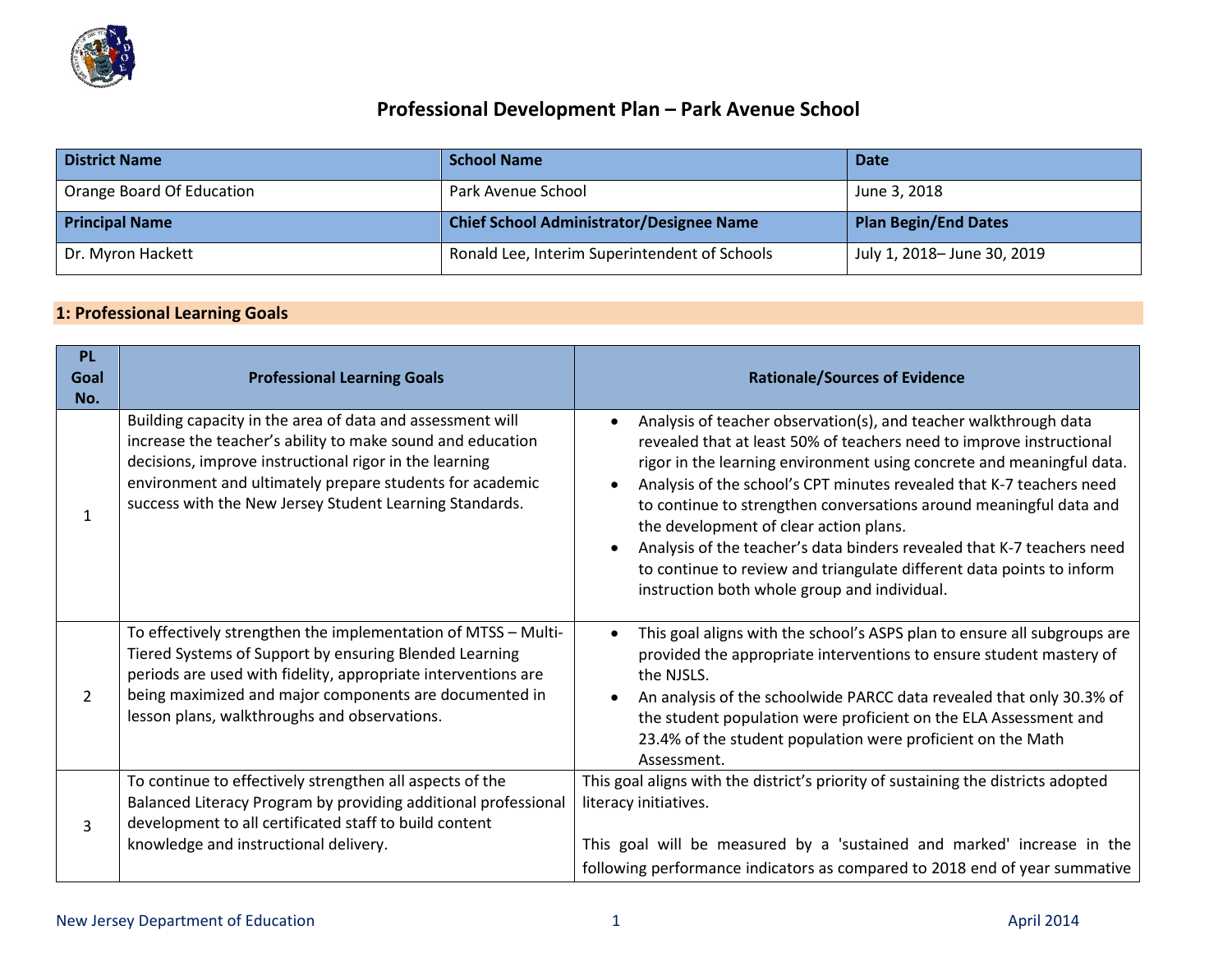# Professional Development Plan – Park Avenue School

| District Name | School Name | Date |
|---|---|---|
| Orange Board Of Education | Park Avenue School | June 3, 2018 |
| **Principal Name** | **Chief School Administrator/Designee Name** | **Plan Begin/End Dates** |
| Dr. Myron Hackett | Ronald Lee, Interim Superintendent of Schools | July 1, 2018– June 30, 2019 |

## 1: Professional Learning Goals

| PL Goal No. | Professional Learning Goals | Rationale/Sources of Evidence |
|---|---|---|
| 1 | Building capacity in the area of data and assessment will increase the teacher's ability to make sound and education decisions, improve instructional rigor in the learning environment and ultimately prepare students for academic success with the New Jersey Student Learning Standards. | • Analysis of teacher observation(s), and teacher walkthrough data revealed that at least 50% of teachers need to improve instructional rigor in the learning environment using concrete and meaningful data.<br>• Analysis of the school's CPT minutes revealed that K-7 teachers need to continue to strengthen conversations around meaningful data and the development of clear action plans.<br>• Analysis of the teacher's data binders revealed that K-7 teachers need to continue to review and triangulate different data points to inform instruction both whole group and individual. |
| 2 | To effectively strengthen the implementation of MTSS – Multi-Tiered Systems of Support by ensuring Blended Learning periods are used with fidelity, appropriate interventions are being maximized and major components are documented in lesson plans, walkthroughs and observations. | • This goal aligns with the school's ASPS plan to ensure all subgroups are provided the appropriate interventions to ensure student mastery of the NJSLS.<br>• An analysis of the schoolwide PARCC data revealed that only 30.3% of the student population were proficient on the ELA Assessment and 23.4% of the student population were proficient on the Math Assessment. |
| 3 | To continue to effectively strengthen all aspects of the Balanced Literacy Program by providing additional professional development to all certificated staff to build content knowledge and instructional delivery. | This goal aligns with the district's priority of sustaining the districts adopted literacy initiatives.<br><br>This goal will be measured by a 'sustained and marked' increase in the following performance indicators as compared to 2018 end of year summative |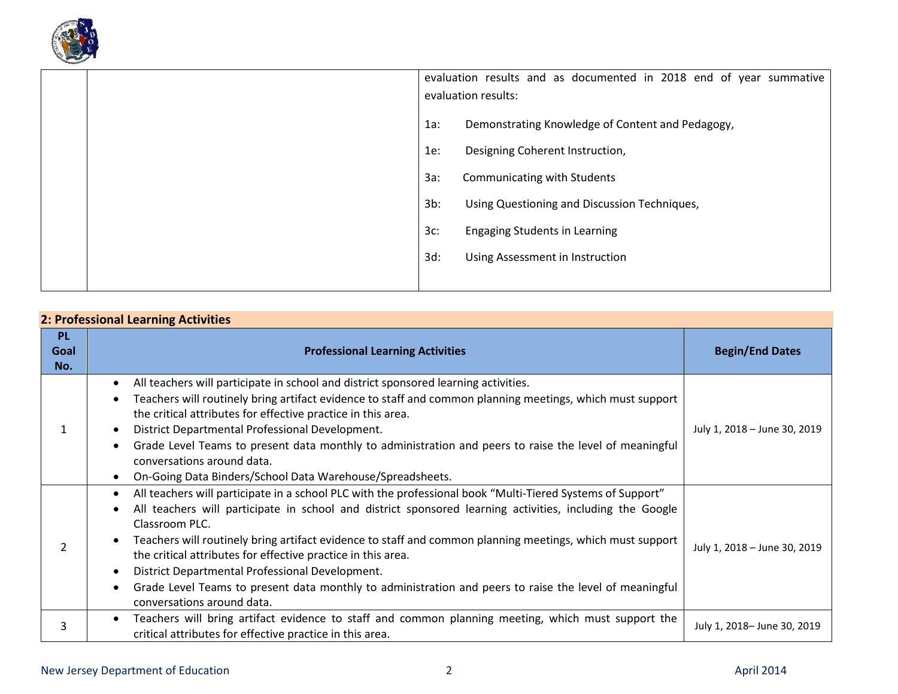|  |  | evaluation results and as documented in 2018 end of year summative evaluation results:<br><br>1a: Demonstrating Knowledge of Content and Pedagogy,<br><br>1e: Designing Coherent Instruction,<br><br>3a: Communicating with Students<br><br>3b: Using Questioning and Discussion Techniques,<br><br>3c: Engaging Students in Learning<br><br>3d: Using Assessment in Instruction |
|---|---|---|

## 2: Professional Learning Activities

| PL Goal No. | Professional Learning Activities | Begin/End Dates |
|---|---|---|
| 1 | • All teachers will participate in school and district sponsored learning activities.<br>• Teachers will routinely bring artifact evidence to staff and common planning meetings, which must support the critical attributes for effective practice in this area.<br>• District Departmental Professional Development.<br>• Grade Level Teams to present data monthly to administration and peers to raise the level of meaningful conversations around data.<br>• On-Going Data Binders/School Data Warehouse/Spreadsheets. | July 1, 2018 – June 30, 2019 |
| 2 | • All teachers will participate in a school PLC with the professional book "Multi-Tiered Systems of Support"<br>• All teachers will participate in school and district sponsored learning activities, including the Google Classroom PLC.<br>• Teachers will routinely bring artifact evidence to staff and common planning meetings, which must support the critical attributes for effective practice in this area.<br>• District Departmental Professional Development.<br>• Grade Level Teams to present data monthly to administration and peers to raise the level of meaningful conversations around data. | July 1, 2018 – June 30, 2019 |
| 3 | • Teachers will bring artifact evidence to staff and common planning meeting, which must support the critical attributes for effective practice in this area. | July 1, 2018– June 30, 2019 |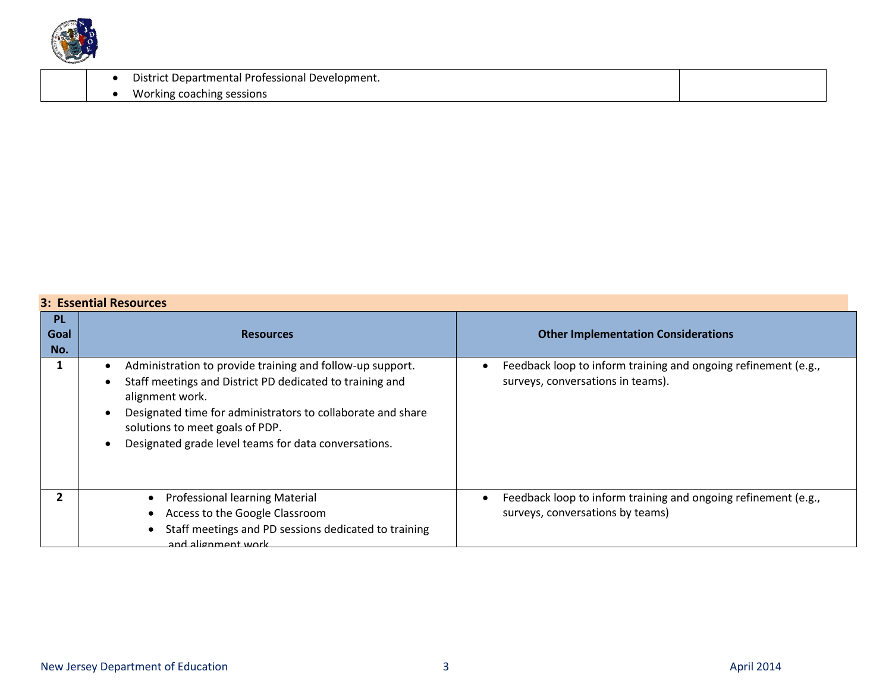| | | |
|---|---|---|
| | • District Departmental Professional Development.<br>• Working coaching sessions | |

## 3: Essential Resources

| PL Goal No. | Resources | Other Implementation Considerations |
|---|---|---|
| 1 | • Administration to provide training and follow-up support.<br>• Staff meetings and District PD dedicated to training and alignment work.<br>• Designated time for administrators to collaborate and share solutions to meet goals of PDP.<br>• Designated grade level teams for data conversations. | • Feedback loop to inform training and ongoing refinement (e.g., surveys, conversations in teams). |
| 2 | • Professional learning Material<br>• Access to the Google Classroom<br>• Staff meetings and PD sessions dedicated to training and alignment work | • Feedback loop to inform training and ongoing refinement (e.g., surveys, conversations by teams) |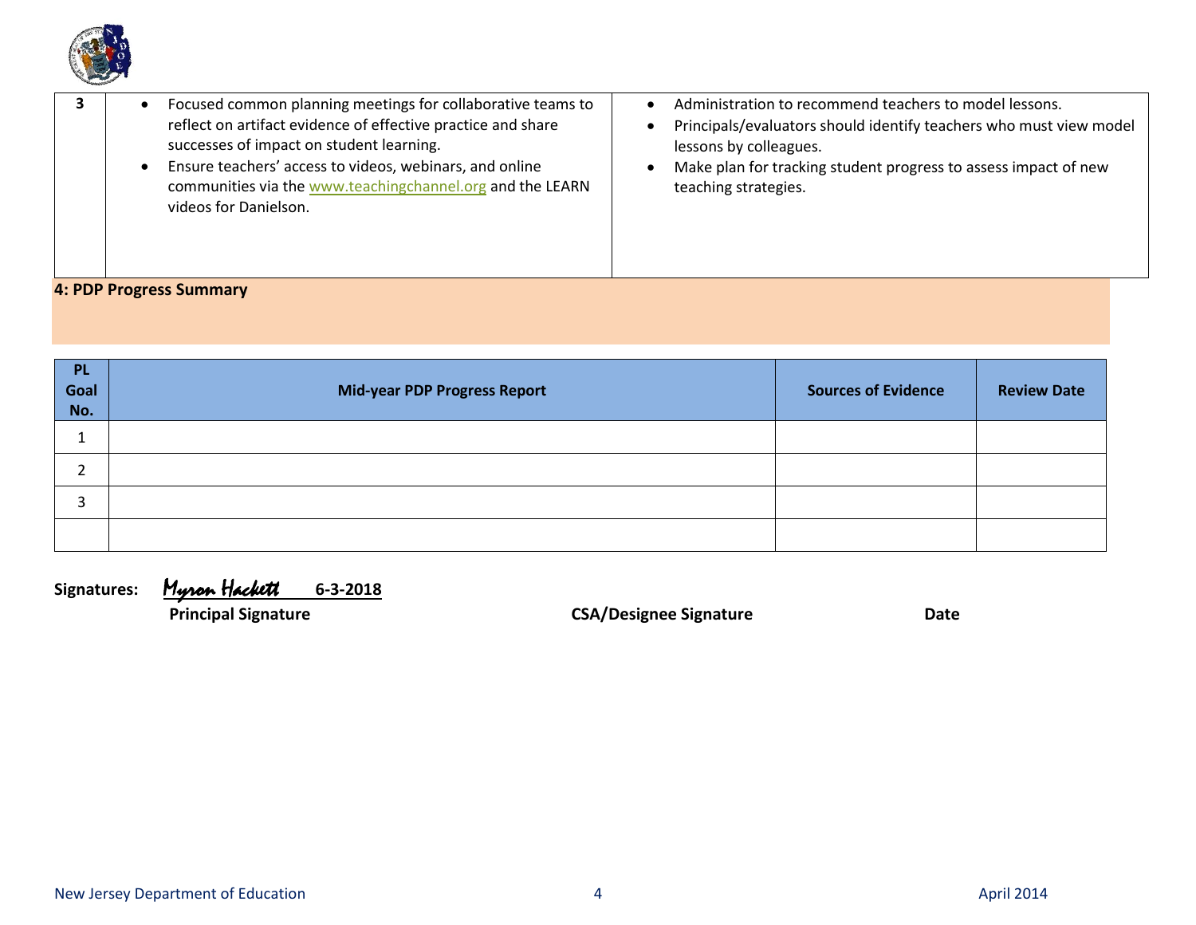| | | |
|---|---|---|
| 3 | • Focused common planning meetings for collaborative teams to reflect on artifact evidence of effective practice and share successes of impact on student learning.<br>• Ensure teachers' access to videos, webinars, and online communities via the www.teachingchannel.org and the LEARN videos for Danielson. | • Administration to recommend teachers to model lessons.<br>• Principals/evaluators should identify teachers who must view model lessons by colleagues.<br>• Make plan for tracking student progress to assess impact of new teaching strategies. |

**4: PDP Progress Summary**

| PL Goal No. | Mid-year PDP Progress Report | Sources of Evidence | Review Date |
|---|---|---|---|
| 1 | | | |
| 2 | | | |
| 3 | | | |
| | | | |

**Signatures:** Myron Hackett **6-3-2018**

**Principal Signature** **CSA/Designee Signature** **Date**